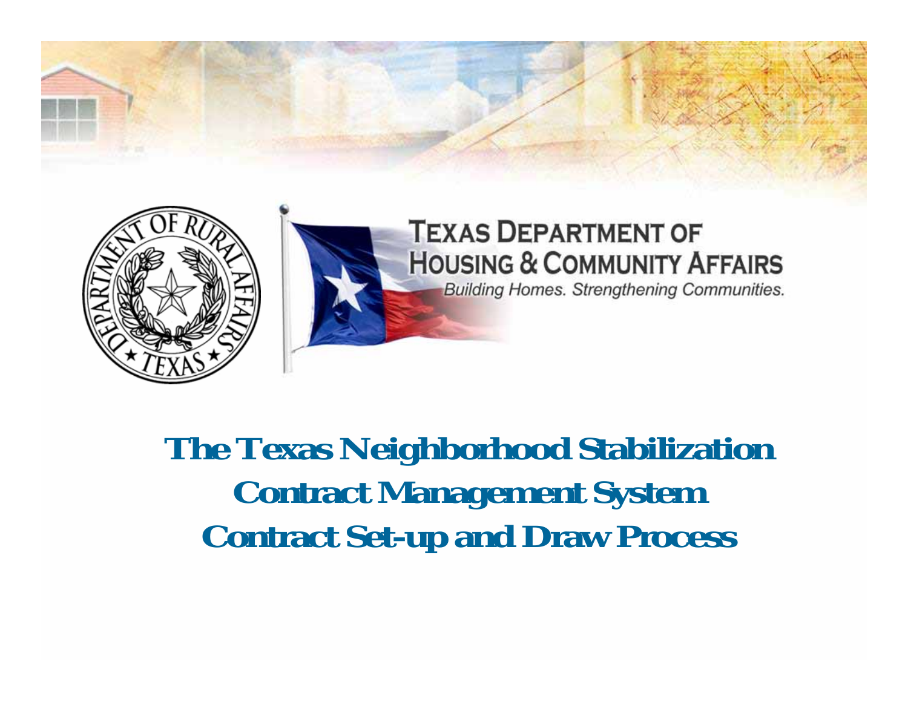TEXAS DEPARTMENT OF HOUSING & COMMUNITY AFFAIRS

*Building Homes. Strengthening Communities.*

# The Texas Neighborhood Stabilization Contract Management System Contract Set-up and Draw Process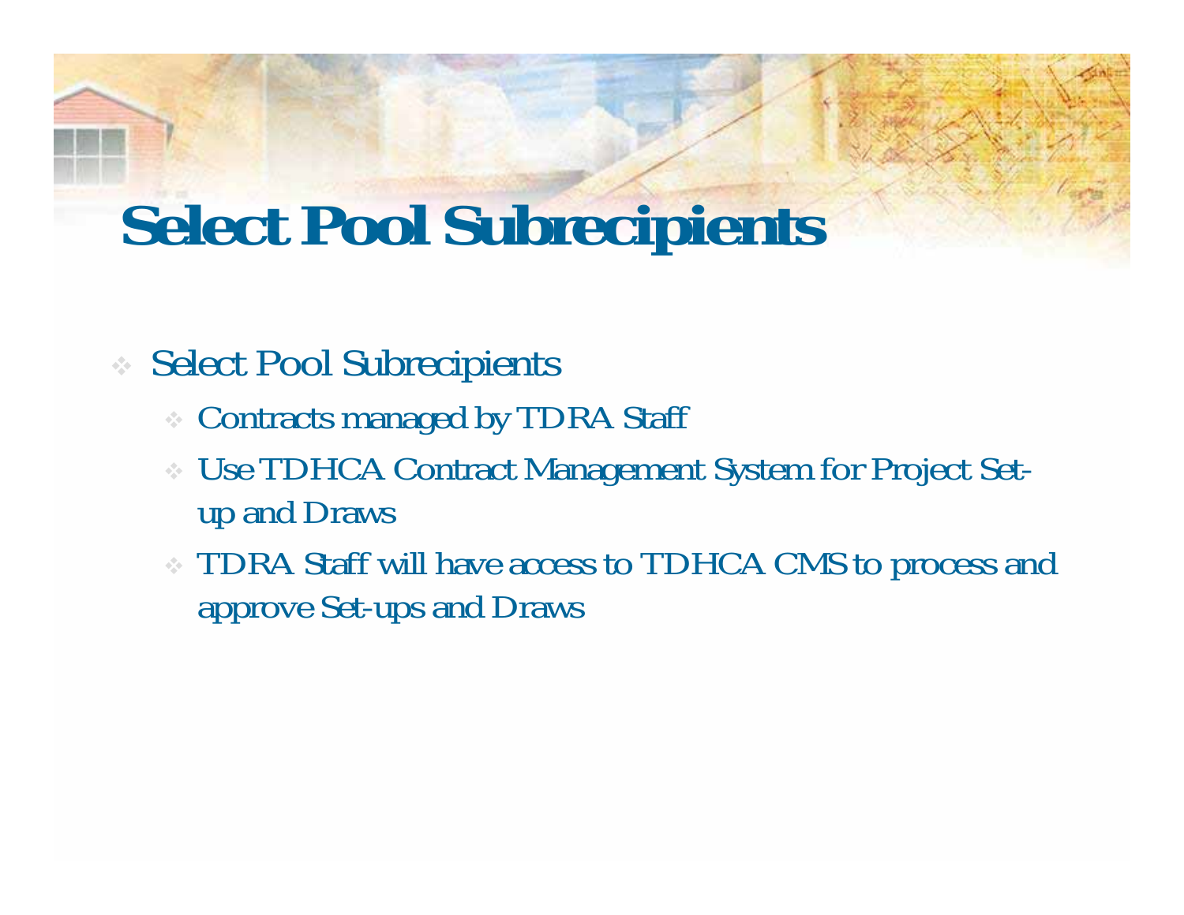# Select Pool Subrecipients

- Select Pool Subrecipients
  - Contracts managed by TDRA Staff
  - Use TDHCA Contract Management System for Project Set-up and Draws
  - TDRA Staff will have access to TDHCA CMS to process and approve Set-ups and Draws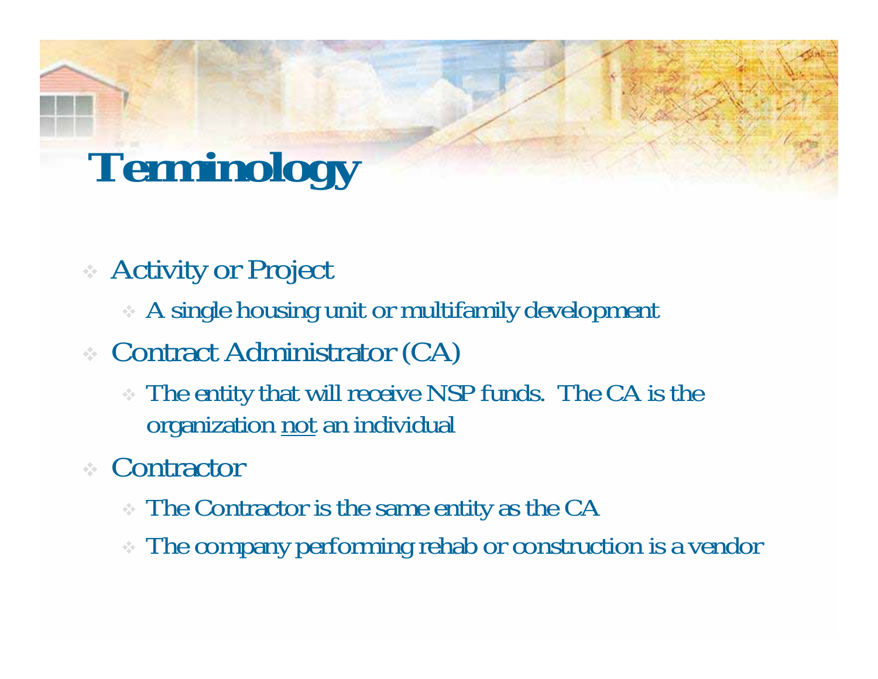# Terminology

- Activity or Project
  - A single housing unit or multifamily development
- Contract Administrator (CA)
  - The entity that will receive NSP funds. The CA is the organization <u>not</u> an individual
- Contractor
  - The Contractor is the same entity as the CA
  - The company performing rehab or construction is a vendor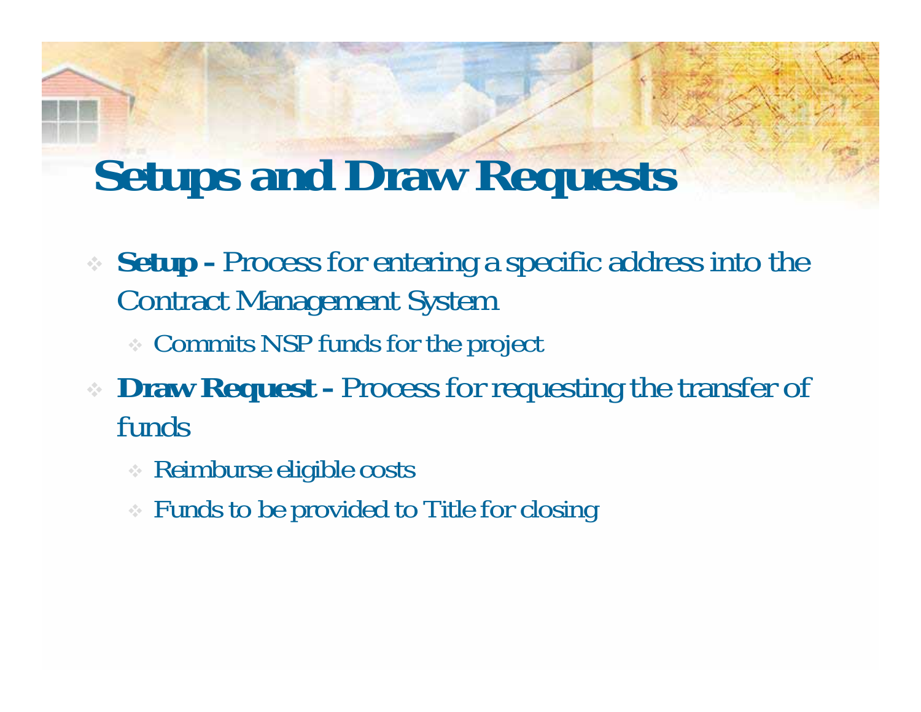# Setups and Draw Requests

- **Setup -** Process for entering a specific address into the Contract Management System
  - Commits NSP funds for the project
- **Draw Request -** Process for requesting the transfer of funds
  - Reimburse eligible costs
  - Funds to be provided to Title for closing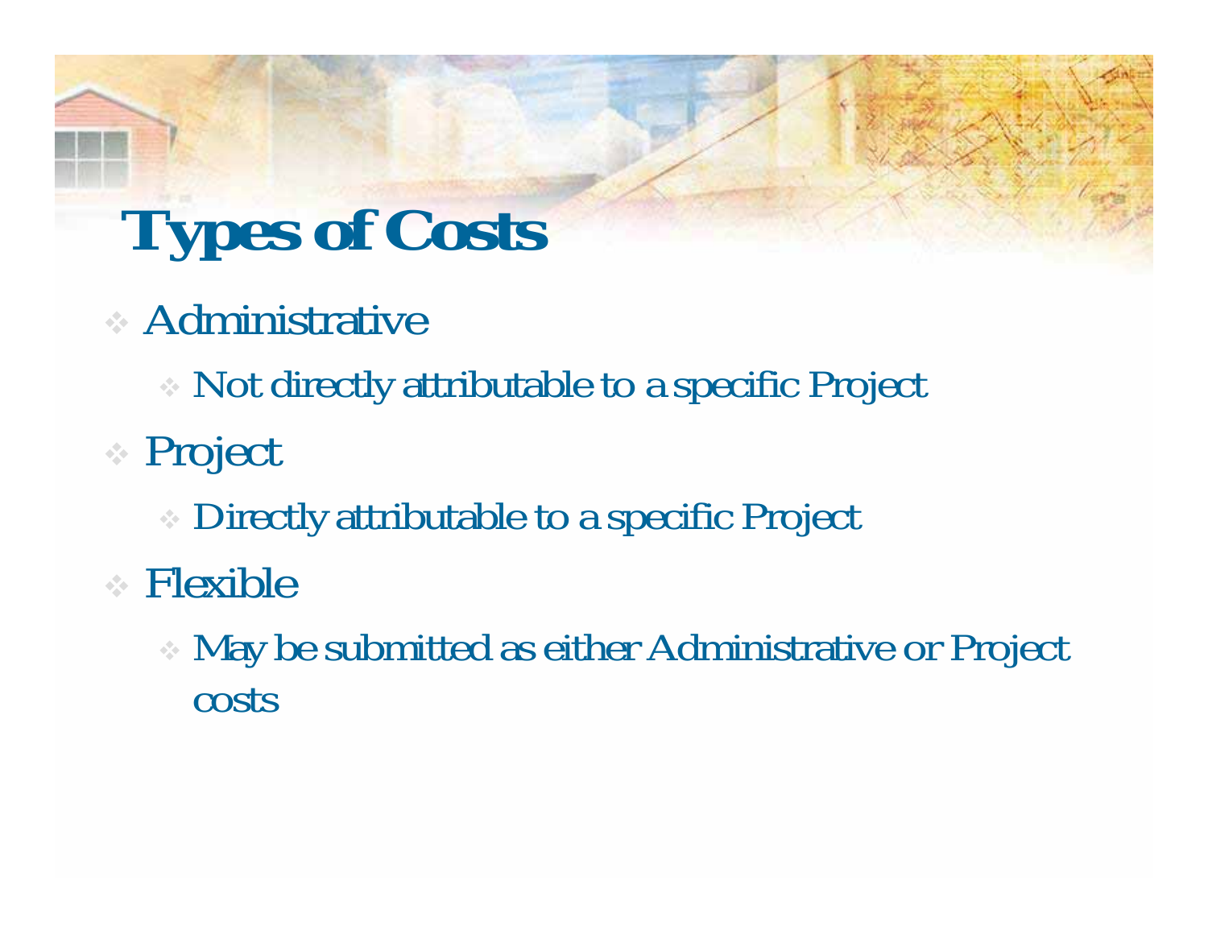# Types of Costs

- Administrative
  - Not directly attributable to a specific Project
- Project
  - Directly attributable to a specific Project
- Flexible
  - May be submitted as either Administrative or Project costs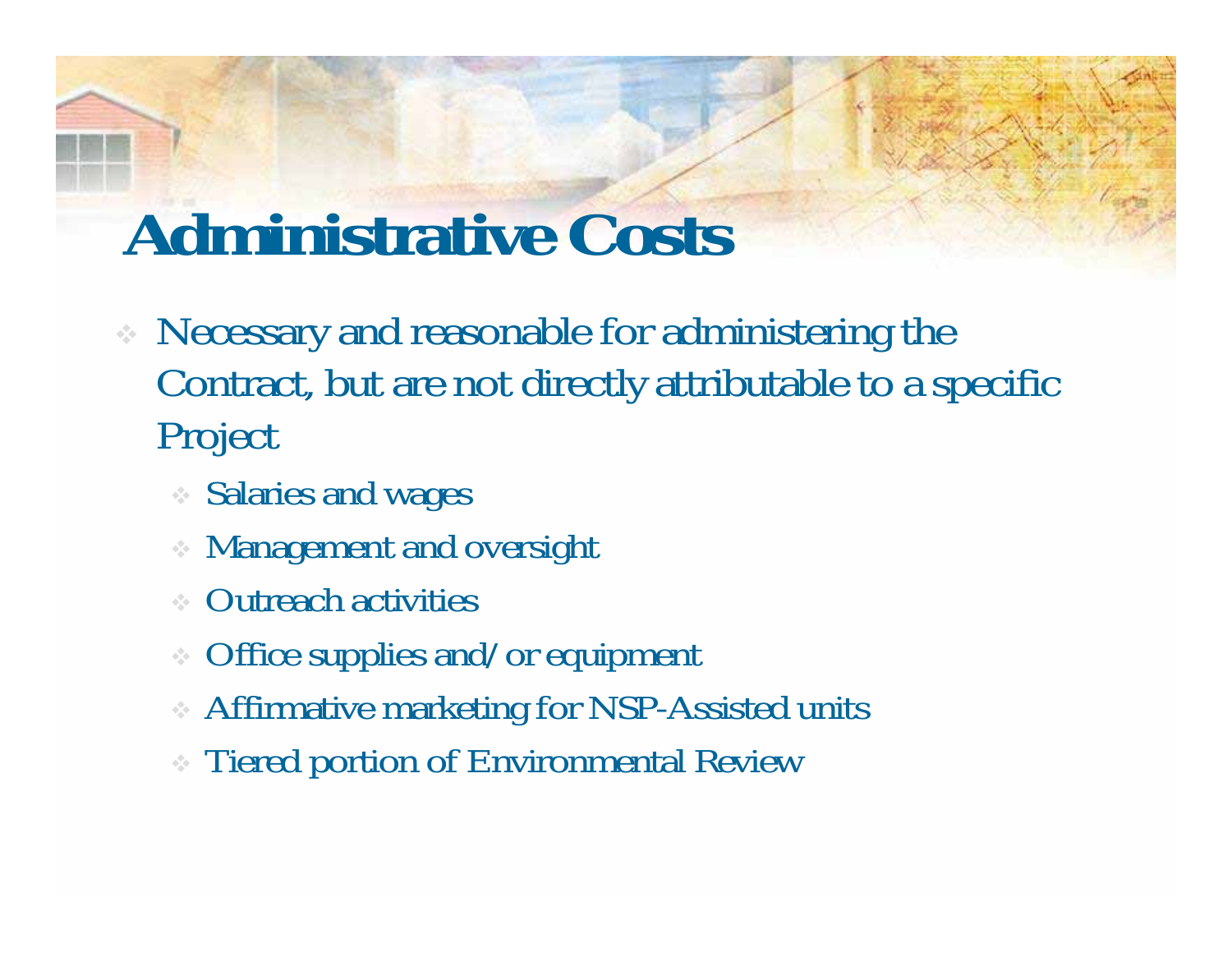# Administrative Costs

- Necessary and reasonable for administering the Contract, but are not directly attributable to a specific Project
  - Salaries and wages
  - Management and oversight
  - Outreach activities
  - Office supplies and/or equipment
  - Affirmative marketing for NSP-Assisted units
  - Tiered portion of Environmental Review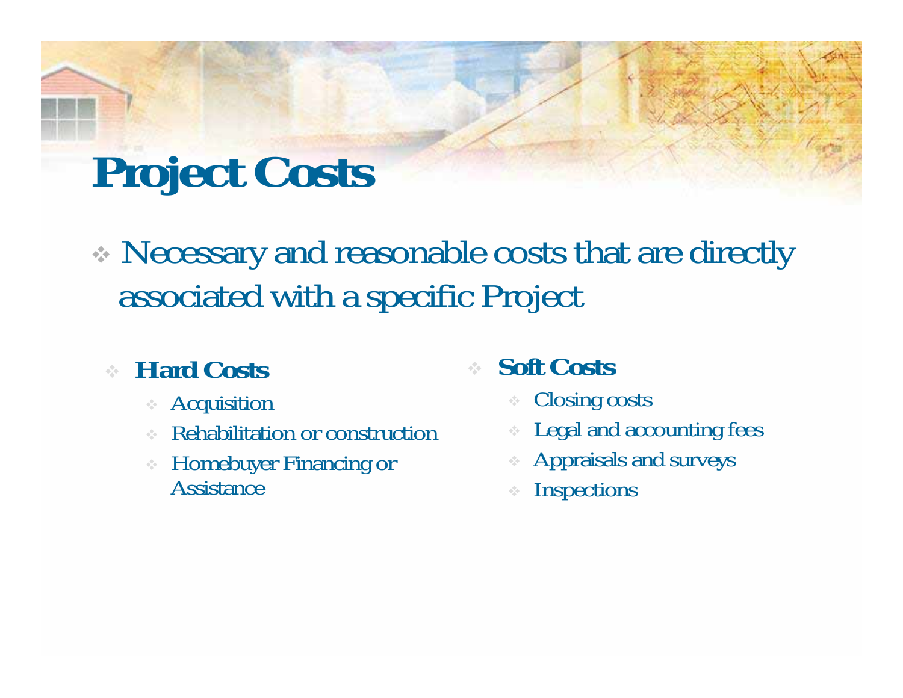# Project Costs

- Necessary and reasonable costs that are directly associated with a specific Project

  - **Hard Costs**
    - Acquisition
    - Rehabilitation or construction
    - Homebuyer Financing or Assistance

  - **Soft Costs**
    - Closing costs
    - Legal and accounting fees
    - Appraisals and surveys
    - Inspections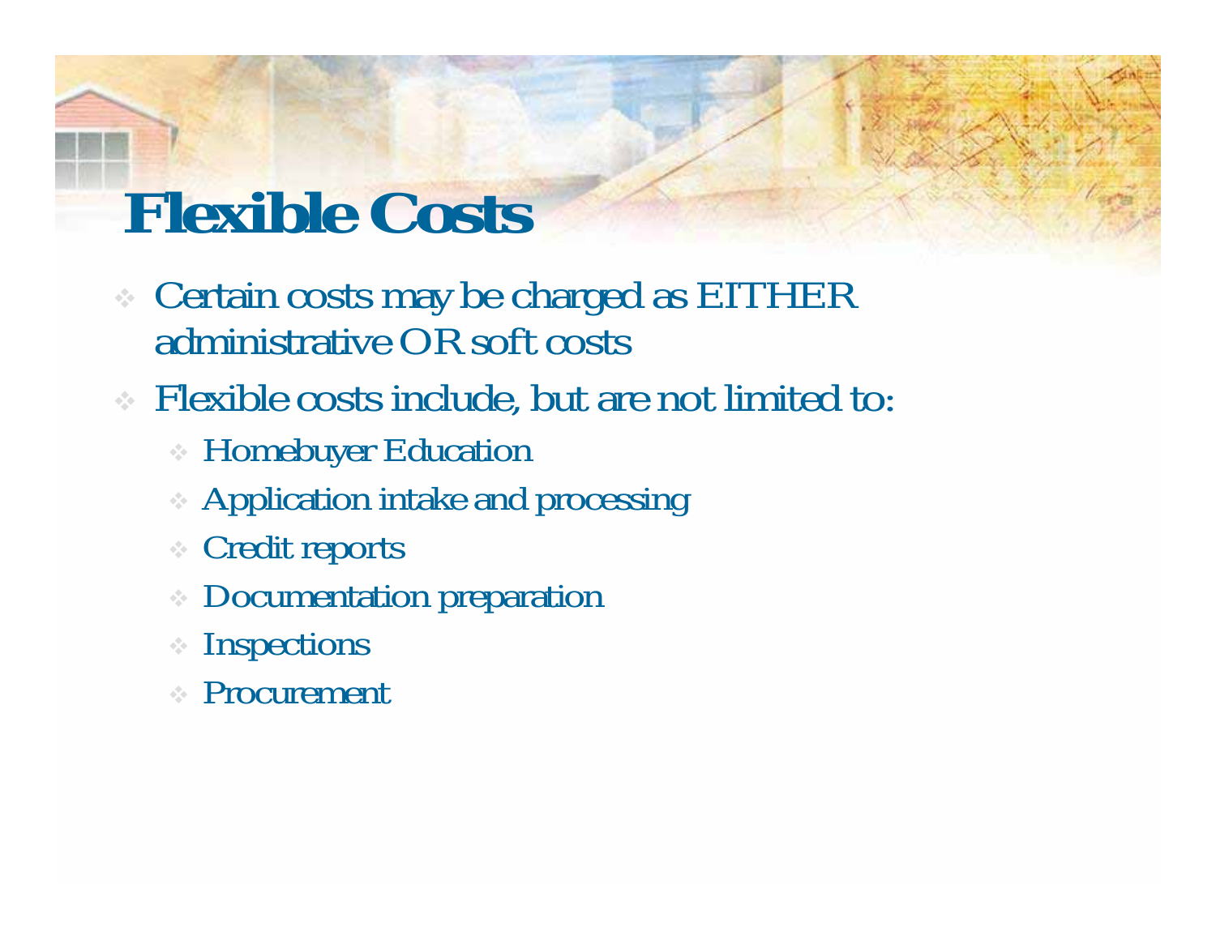# Flexible Costs

- Certain costs may be charged as EITHER administrative OR soft costs
- Flexible costs include, but are not limited to:
  - Homebuyer Education
  - Application intake and processing
  - Credit reports
  - Documentation preparation
  - Inspections
  - Procurement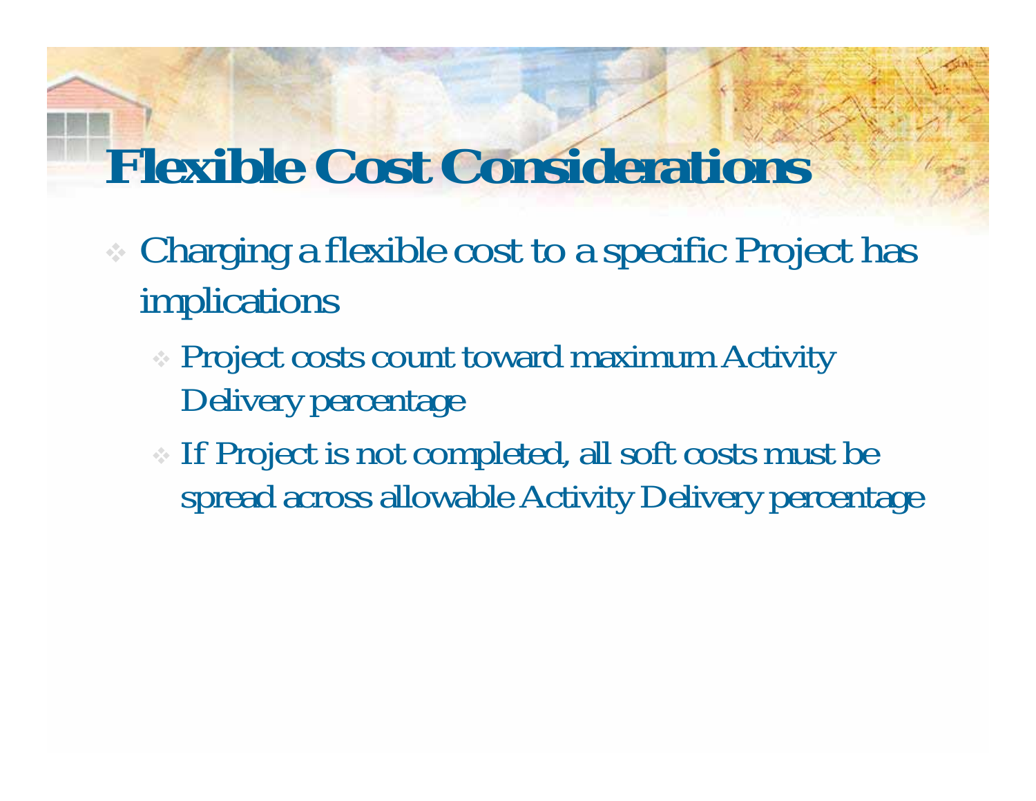# Flexible Cost Considerations

- Charging a flexible cost to a specific Project has implications
  - Project costs count toward maximum Activity Delivery percentage
  - If Project is not completed, all soft costs must be spread across allowable Activity Delivery percentage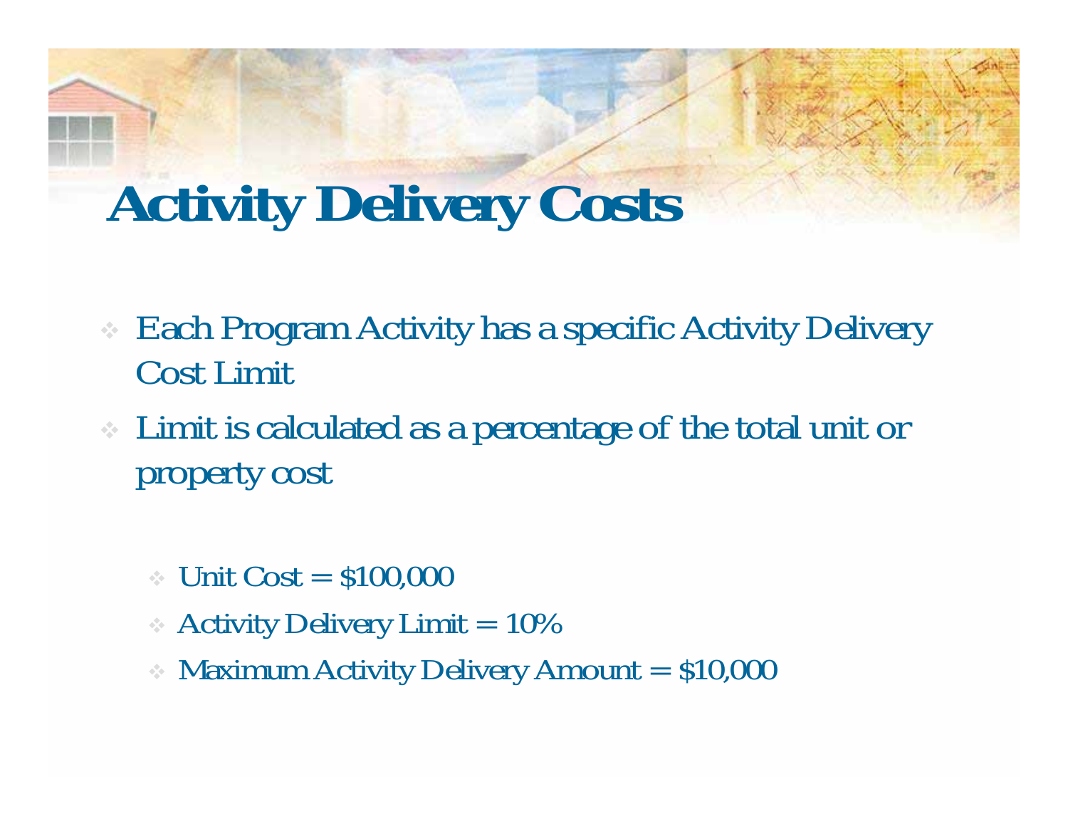# Activity Delivery Costs

- Each Program Activity has a specific Activity Delivery Cost Limit
- Limit is calculated as a percentage of the total unit or property cost
  - Unit Cost = $100,000
  - Activity Delivery Limit = 10%
  - Maximum Activity Delivery Amount = $10,000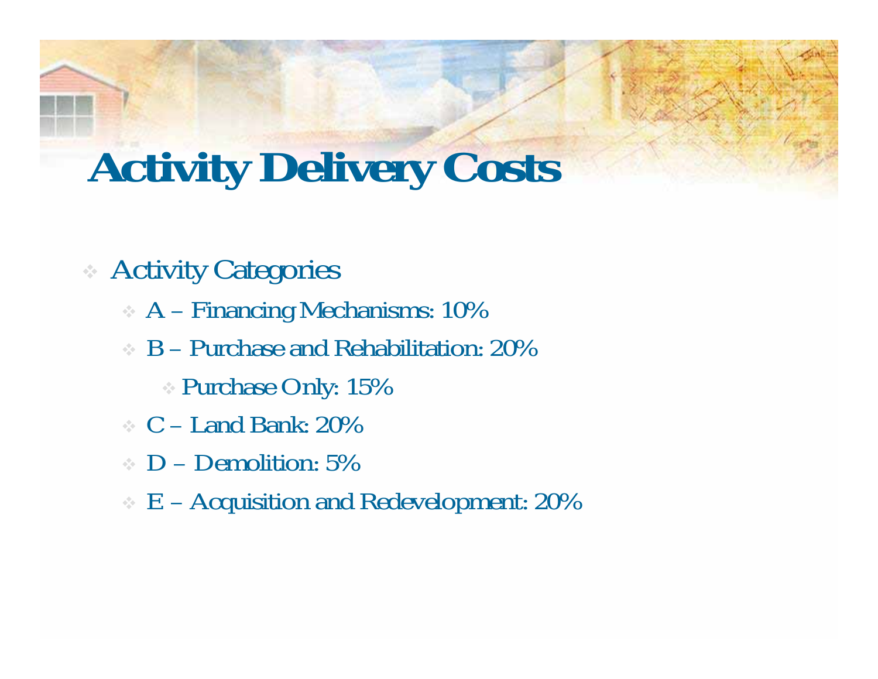# Activity Delivery Costs

- Activity Categories
  - A – Financing Mechanisms: 10%
  - B – Purchase and Rehabilitation: 20%
    - Purchase Only: 15%
  - C – Land Bank: 20%
  - D – Demolition: 5%
  - E – Acquisition and Redevelopment: 20%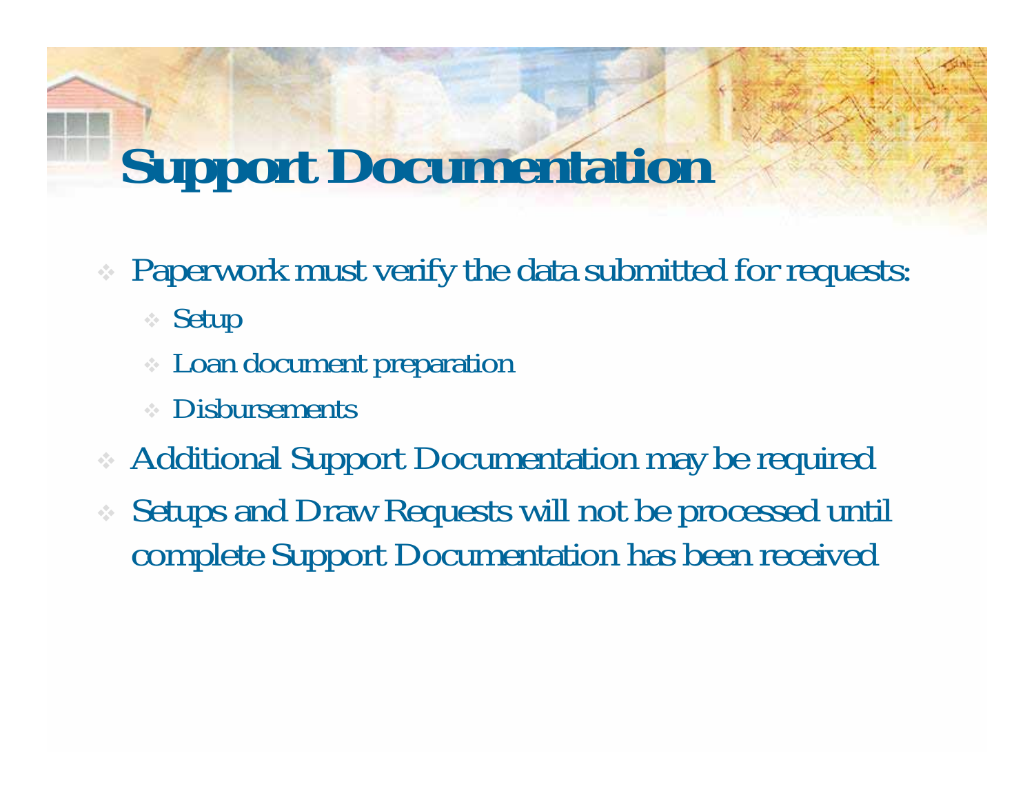# Support Documentation

- Paperwork must verify the data submitted for requests:
  - Setup
  - Loan document preparation
  - Disbursements
- Additional Support Documentation may be required
- Setups and Draw Requests will not be processed until complete Support Documentation has been received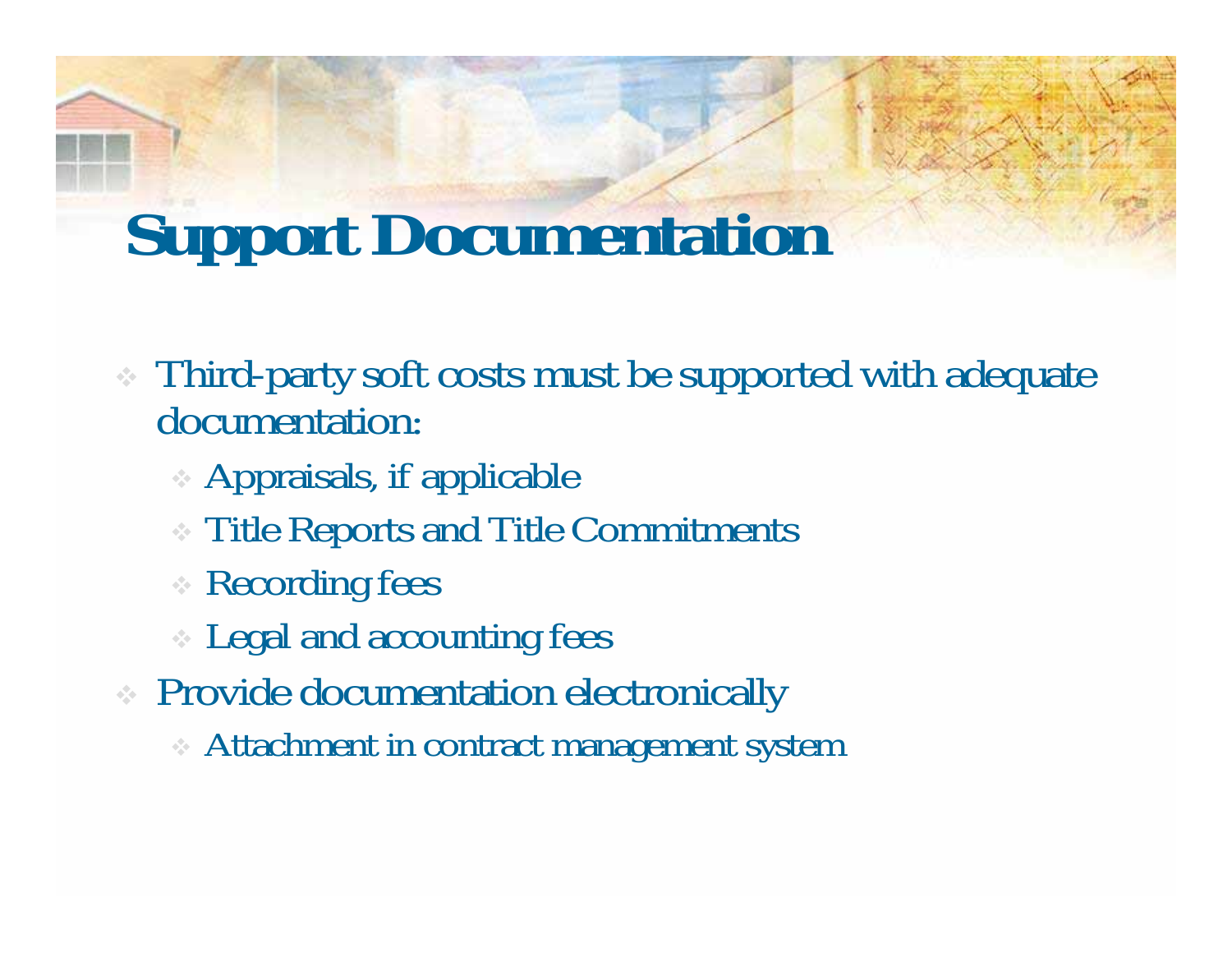# Support Documentation

- Third-party soft costs must be supported with adequate documentation:
  - Appraisals, if applicable
  - Title Reports and Title Commitments
  - Recording fees
  - Legal and accounting fees
- Provide documentation electronically
  - Attachment in contract management system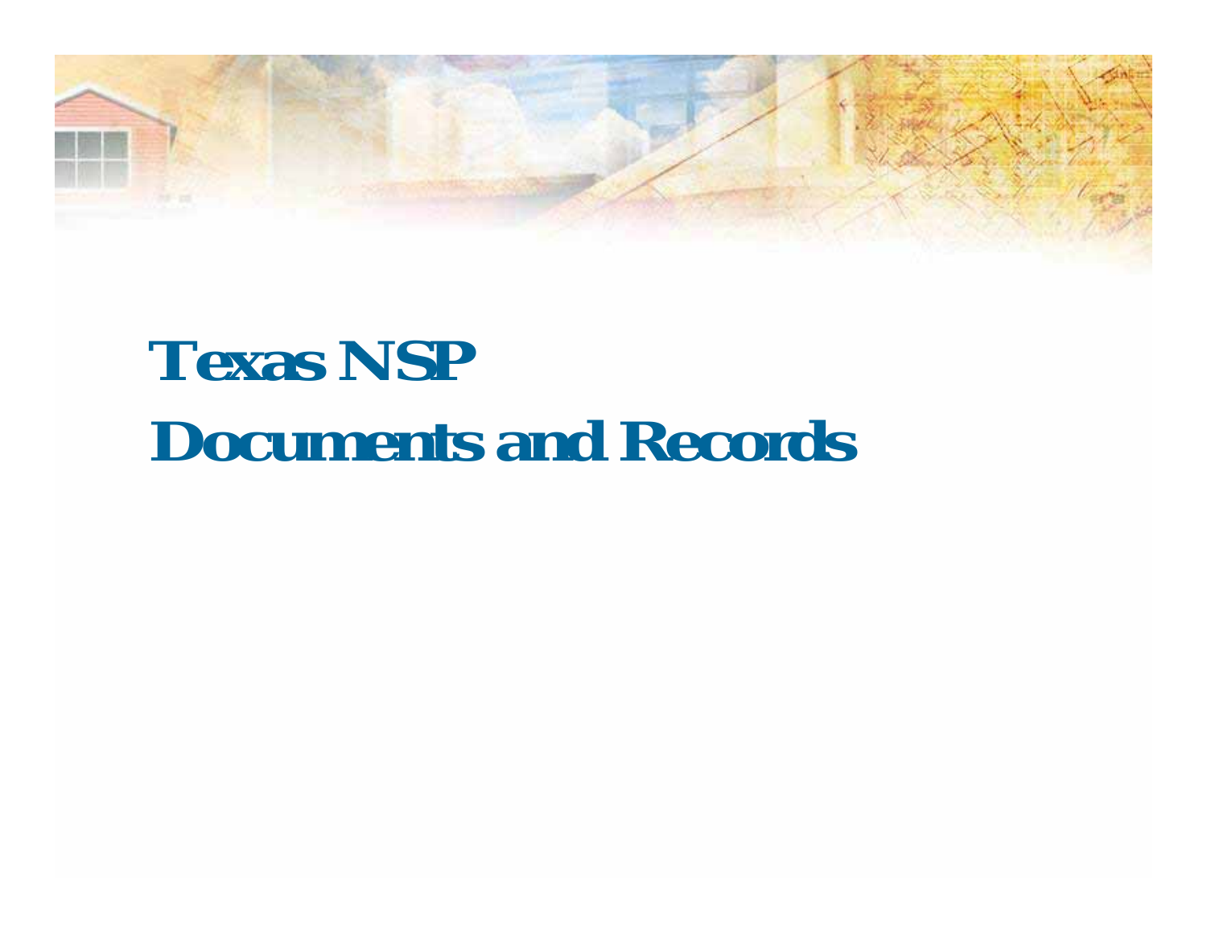# Texas NSP

# Documents and Records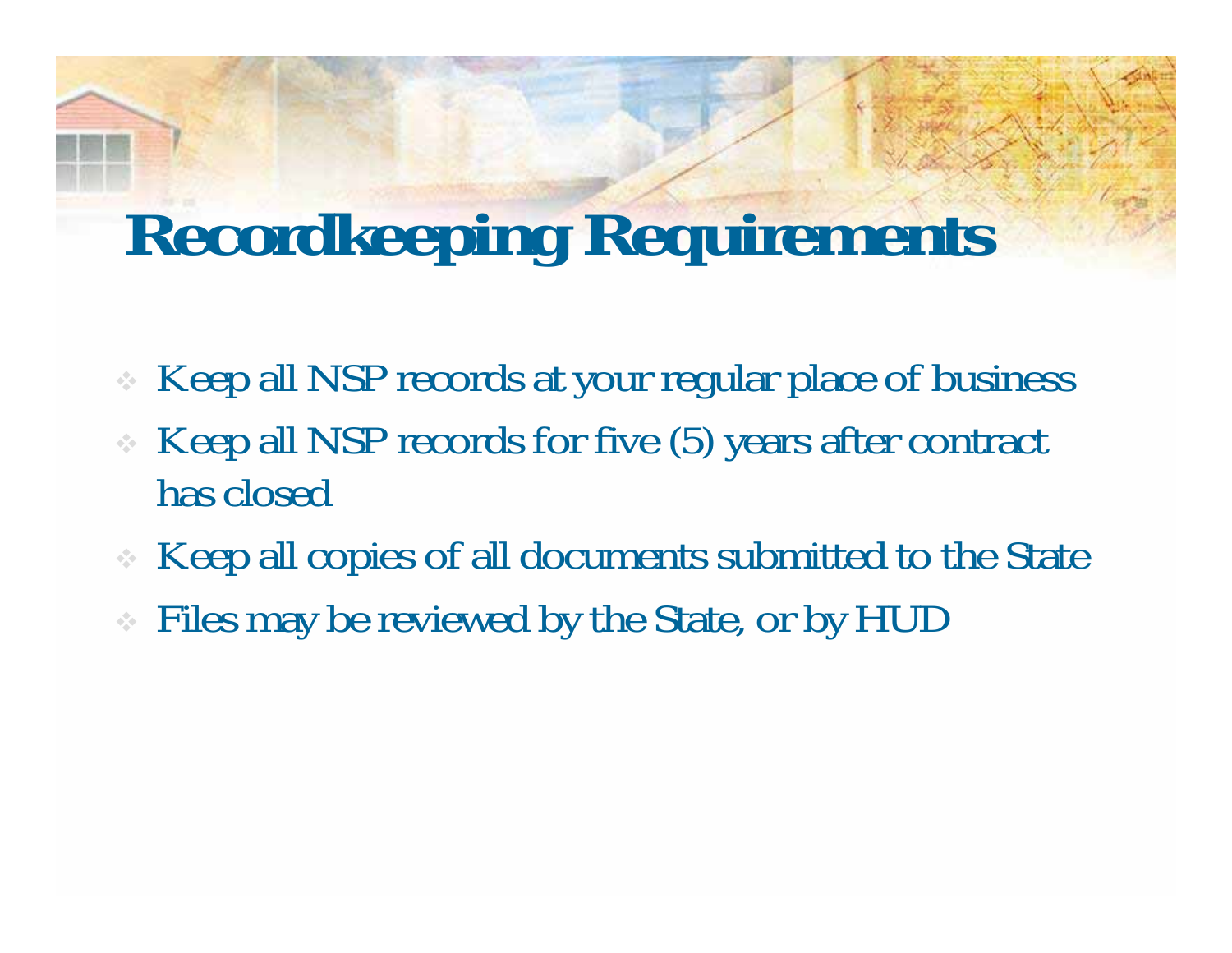# Recordkeeping Requirements

- Keep all NSP records at your regular place of business
- Keep all NSP records for five (5) years after contract has closed
- Keep all copies of all documents submitted to the State
- Files may be reviewed by the State, or by HUD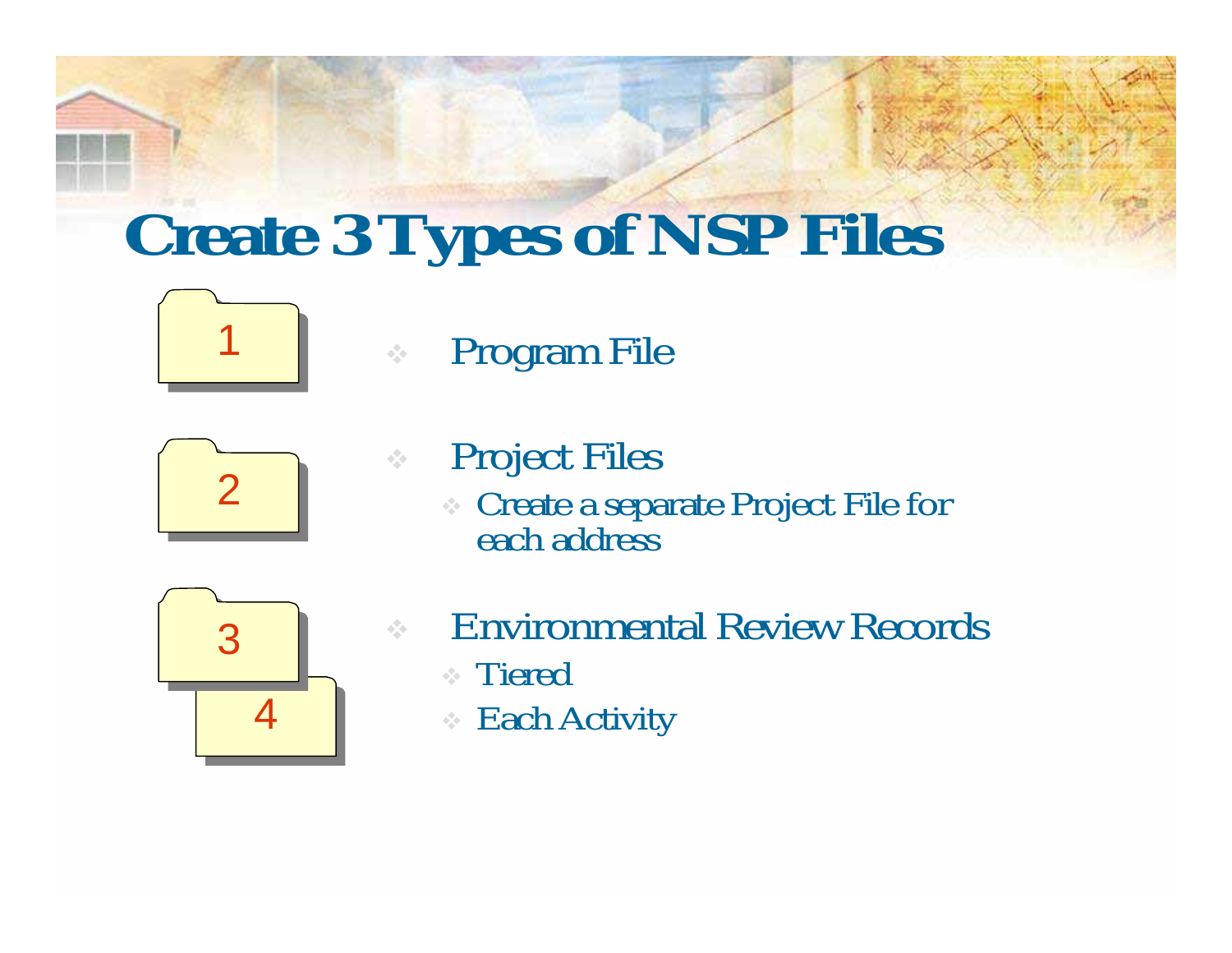# Create 3 Types of NSP Files

1

2

3

4

- Program File
- Project Files
  - Create a separate Project File for each address
- Environmental Review Records
  - Tiered
  - Each Activity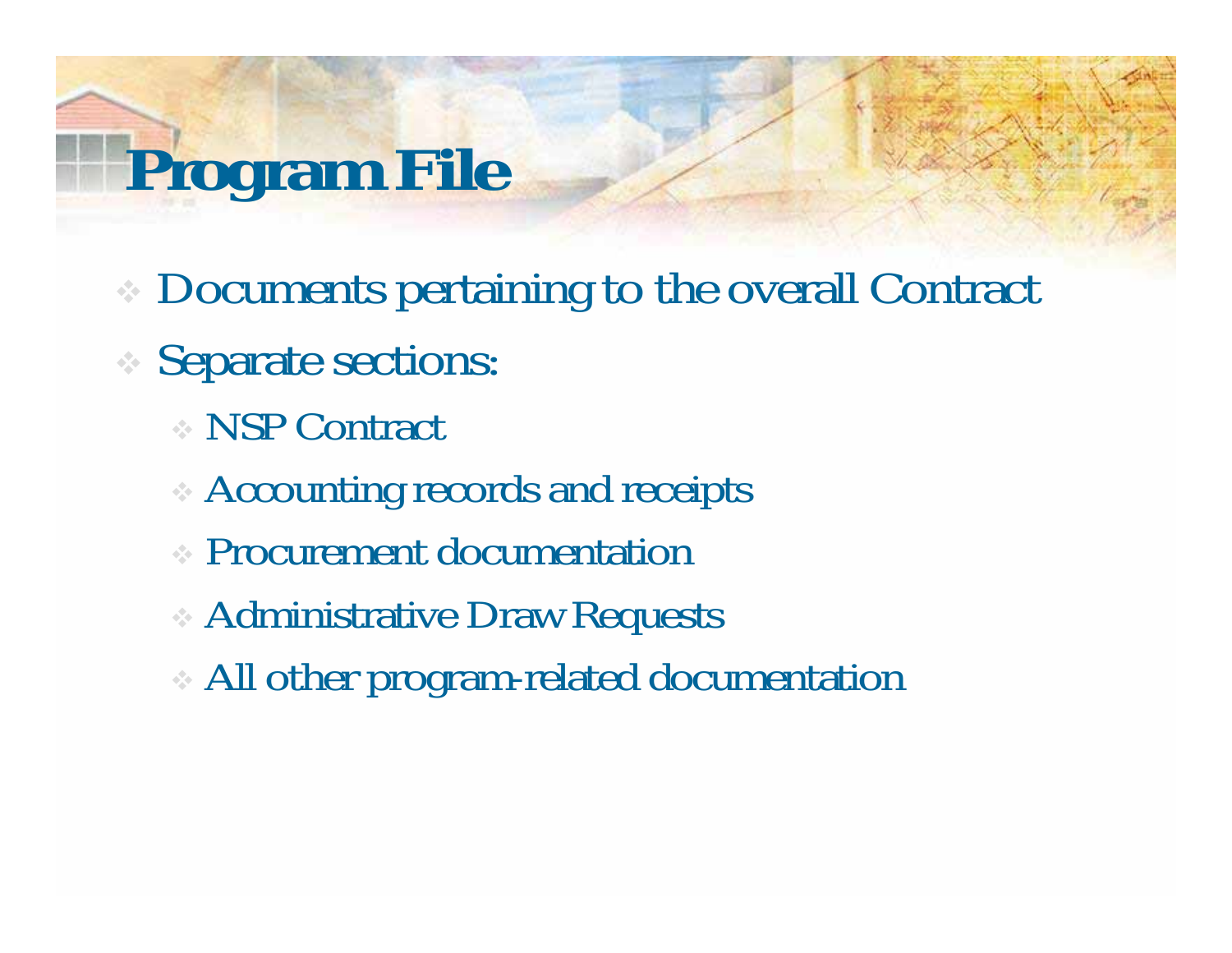# Program File

- Documents pertaining to the overall Contract
- Separate sections:
  - NSP Contract
  - Accounting records and receipts
  - Procurement documentation
  - Administrative Draw Requests
  - All other program-related documentation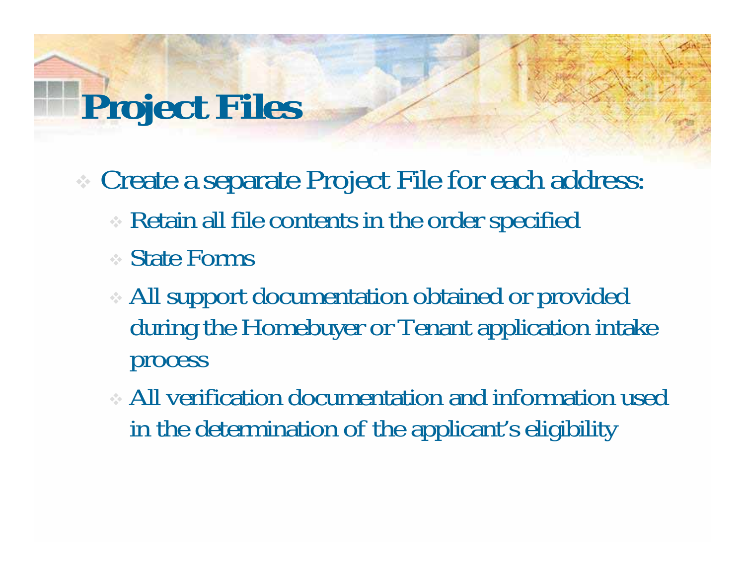# Project Files

- Create a separate Project File for each address:
  - Retain all file contents in the order specified
  - State Forms
  - All support documentation obtained or provided during the Homebuyer or Tenant application intake process
  - All verification documentation and information used in the determination of the applicant's eligibility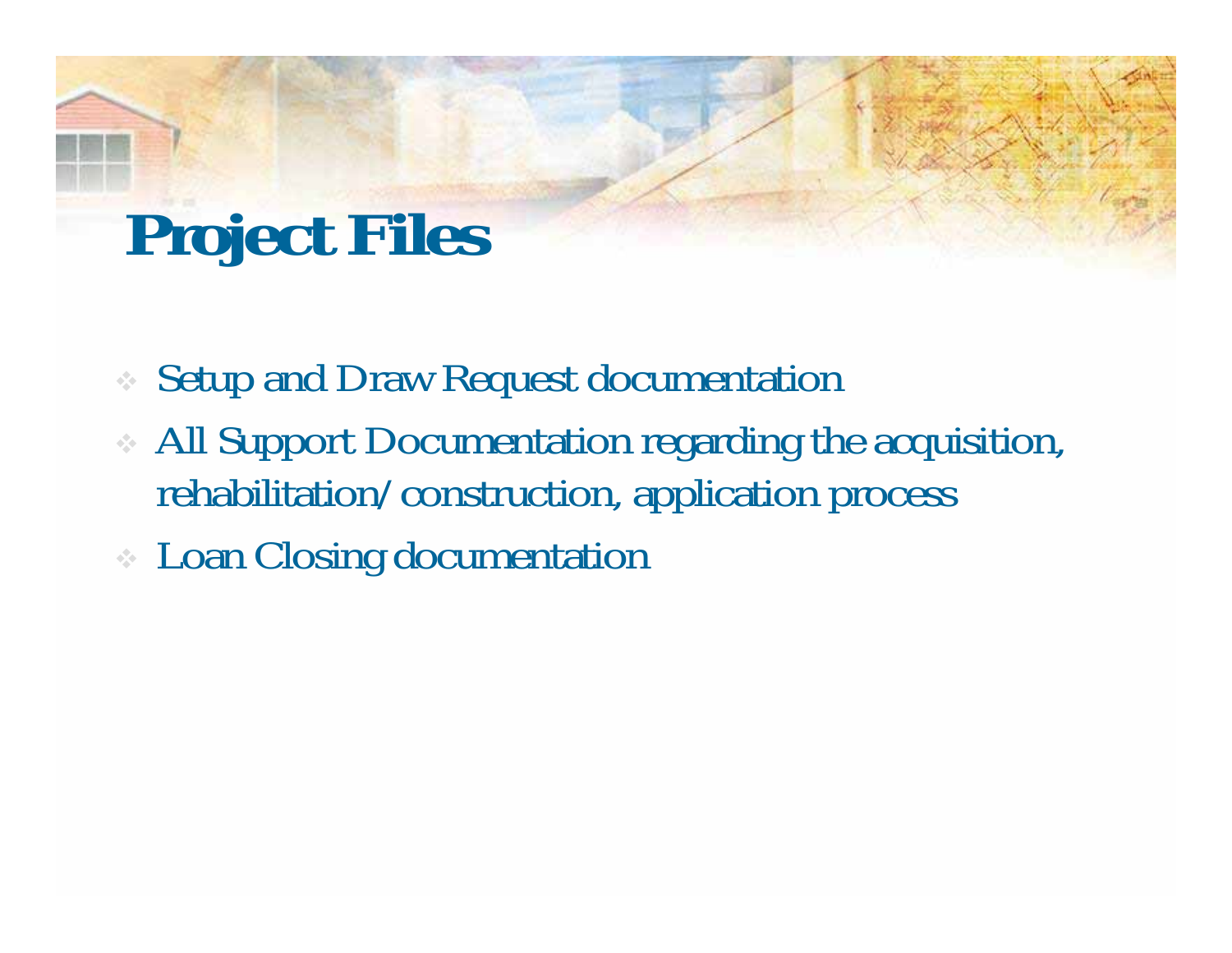# Project Files

- Setup and Draw Request documentation
- All Support Documentation regarding the acquisition, rehabilitation/construction, application process
- Loan Closing documentation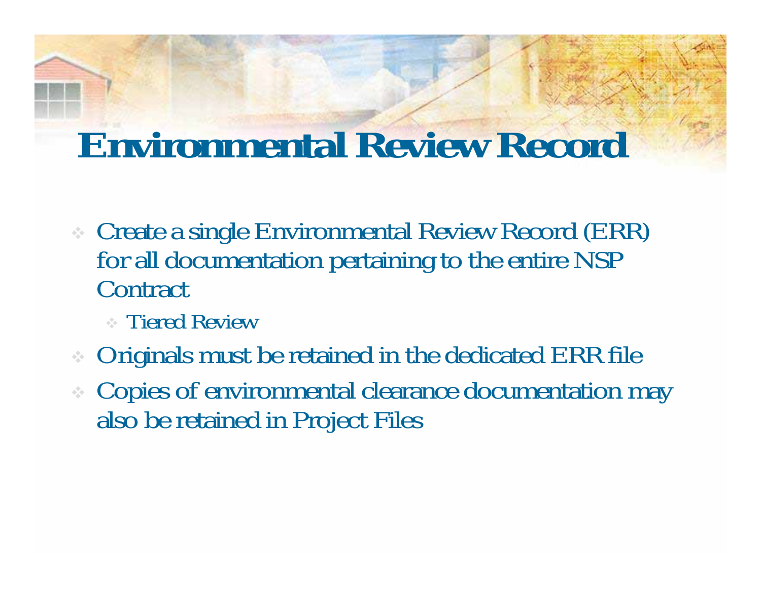# Environmental Review Record

- Create a single Environmental Review Record (ERR) for all documentation pertaining to the entire NSP Contract
  - Tiered Review
- Originals must be retained in the dedicated ERR file
- Copies of environmental clearance documentation may also be retained in Project Files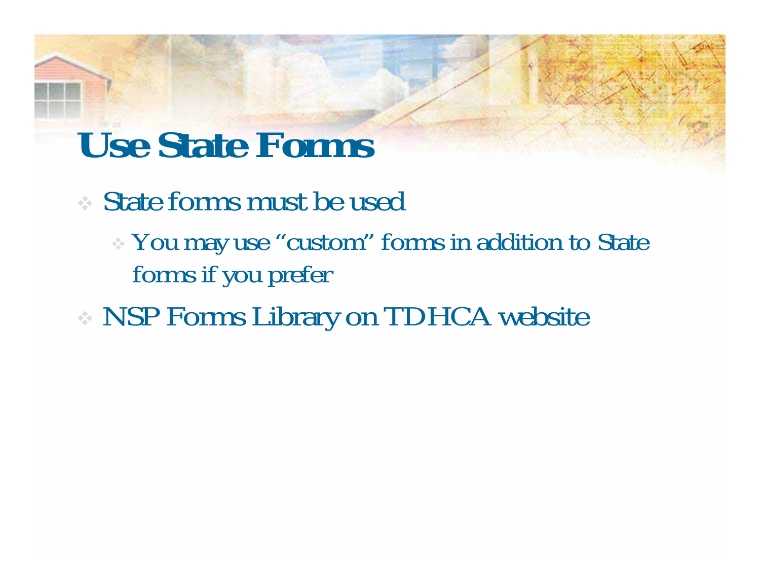# Use State Forms

- State forms must be used
  - You may use "custom" forms in addition to State forms if you prefer
- NSP Forms Library on TDHCA website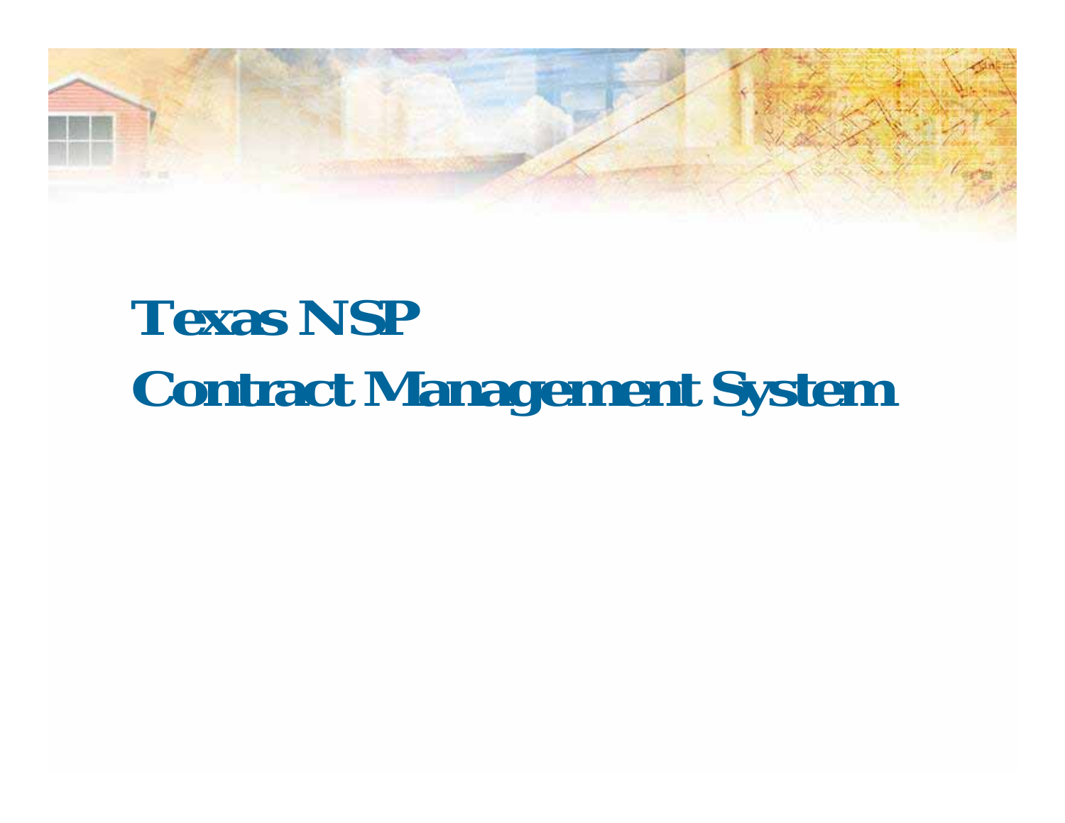# Texas NSP

# Contract Management System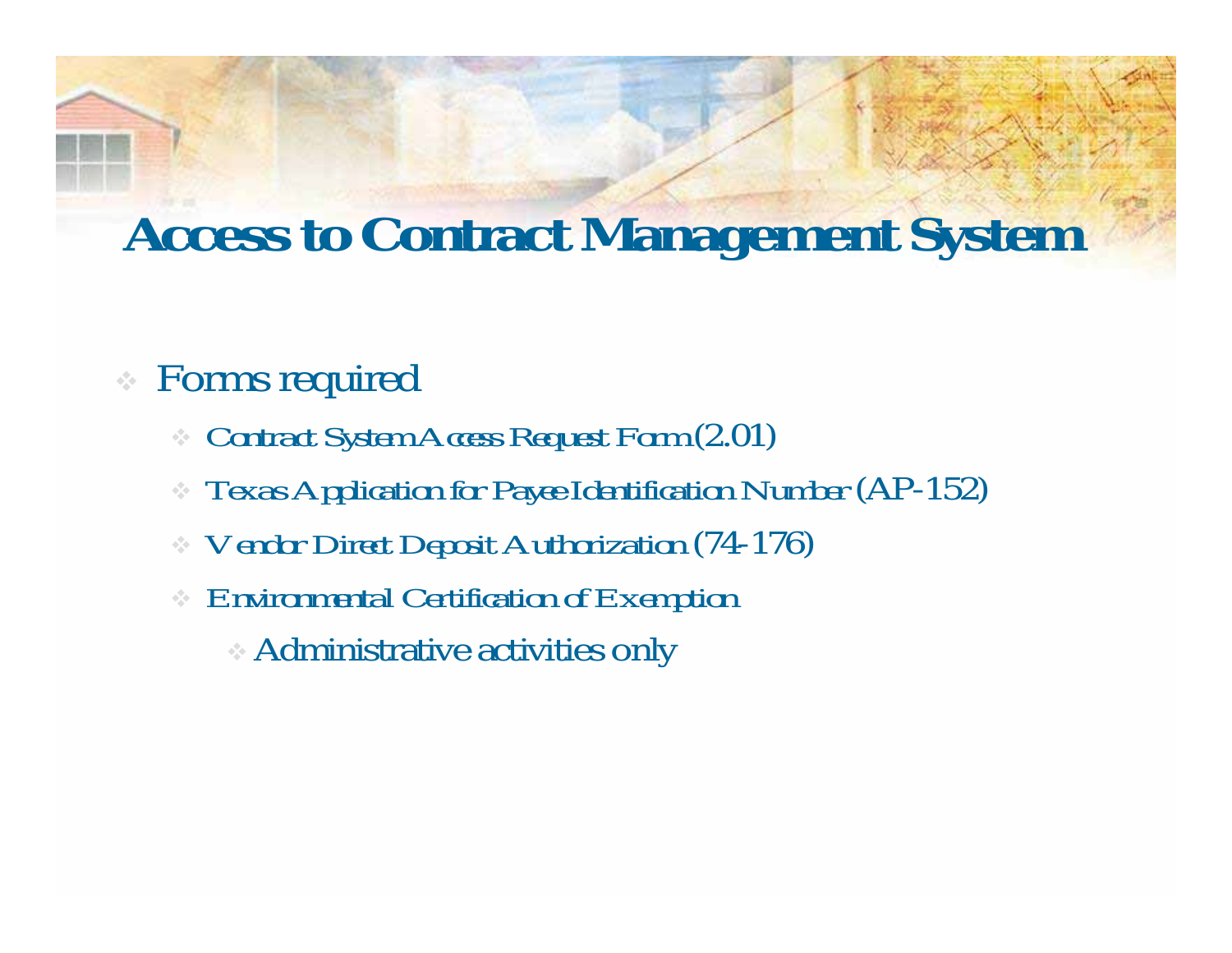# Access to Contract Management System

- Forms required
  - Contract System Access Request Form (2.01)
  - Texas Application for Payee Identification Number (AP-152)
  - Vendor Direct Deposit Authorization (74-176)
  - Environmental Certification of Exemption
    - Administrative activities only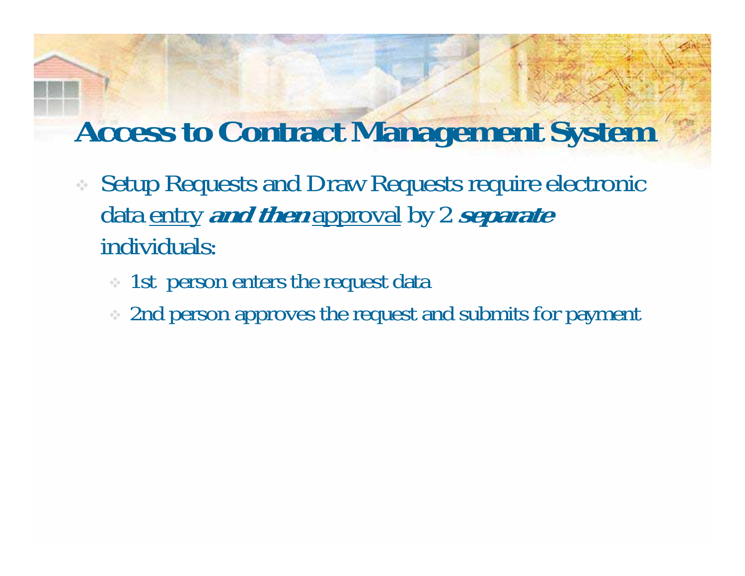# Access to Contract Management System

- Setup Requests and Draw Requests require electronic data <u>entry</u> ***and then*** <u>approval</u> by 2 ***separate*** individuals:
  - 1st person enters the request data
  - 2nd person approves the request and submits for payment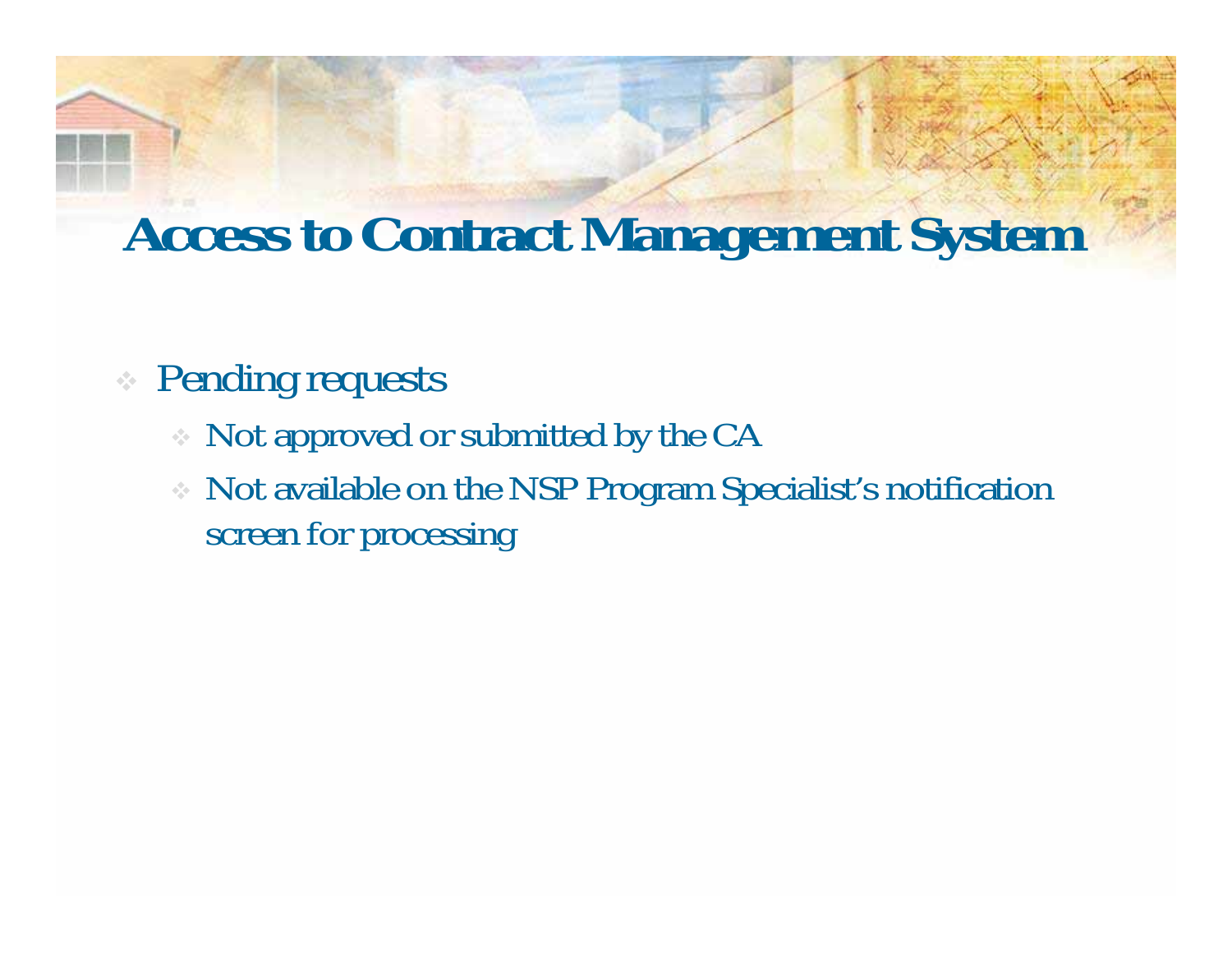# Access to Contract Management System

- Pending requests
  - Not approved or submitted by the CA
  - Not available on the NSP Program Specialist's notification screen for processing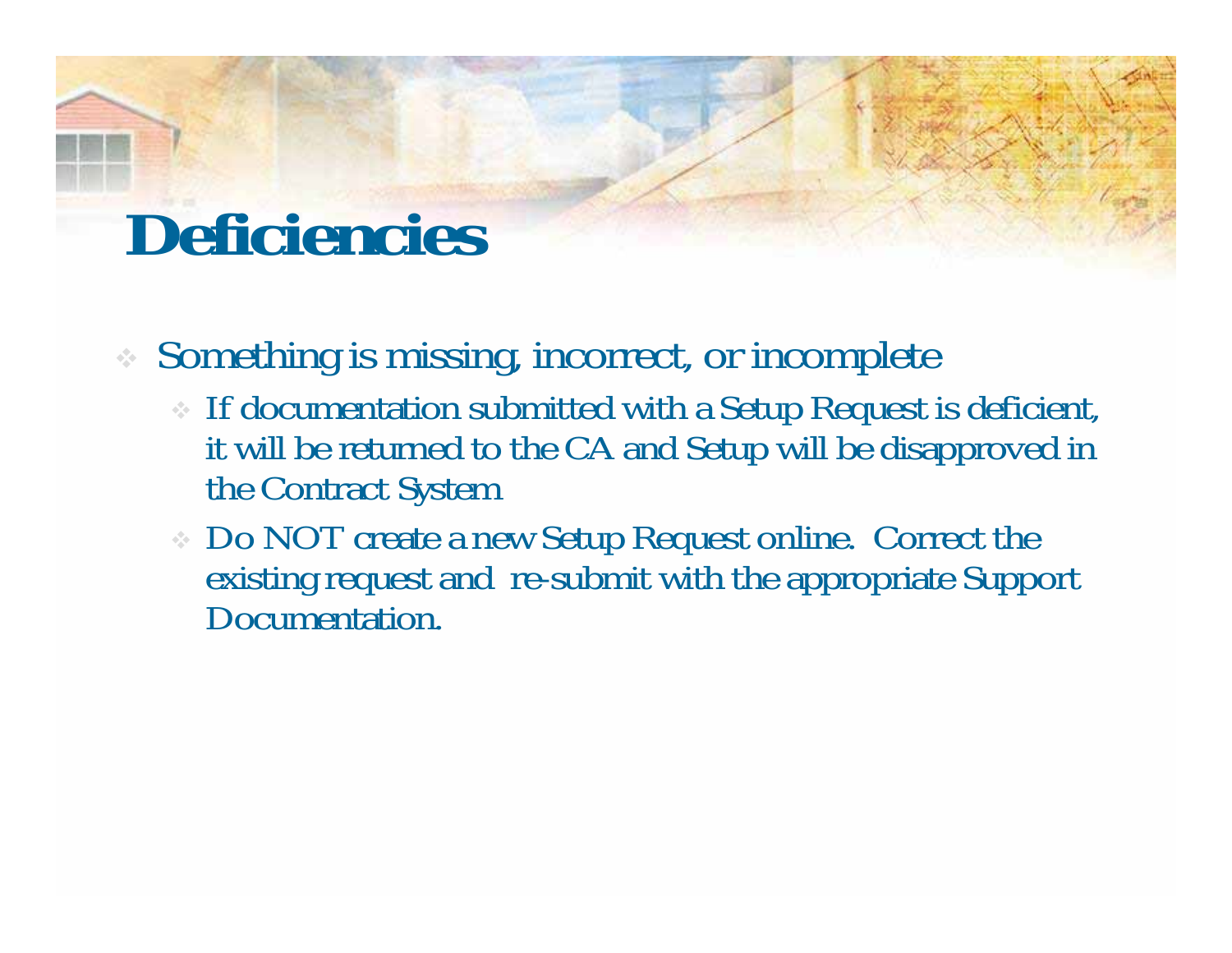# Deficiencies

- Something is missing, incorrect, or incomplete
  - If documentation submitted with a Setup Request is deficient, it will be returned to the CA and Setup will be disapproved in the Contract System
  - Do NOT create a new Setup Request online. Correct the existing request and re-submit with the appropriate Support Documentation.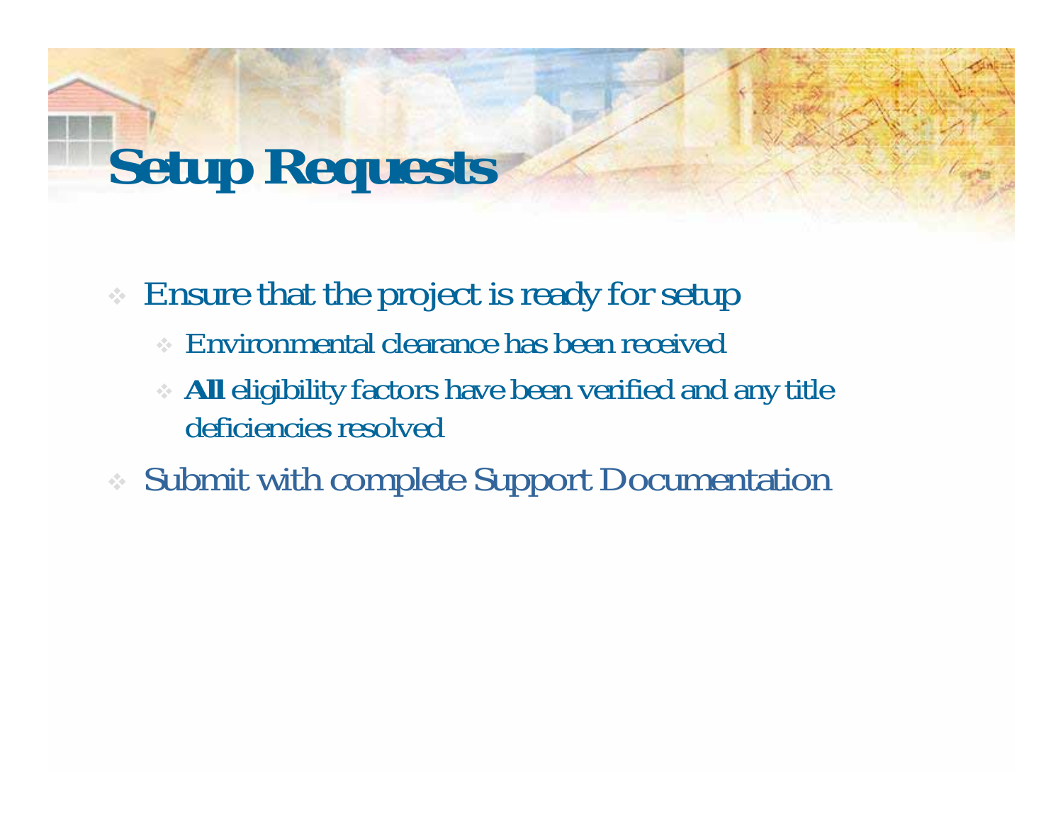# Setup Requests

- Ensure that the project is ready for setup
  - Environmental clearance has been received
  - **All** eligibility factors have been verified and any title deficiencies resolved
- Submit with complete Support Documentation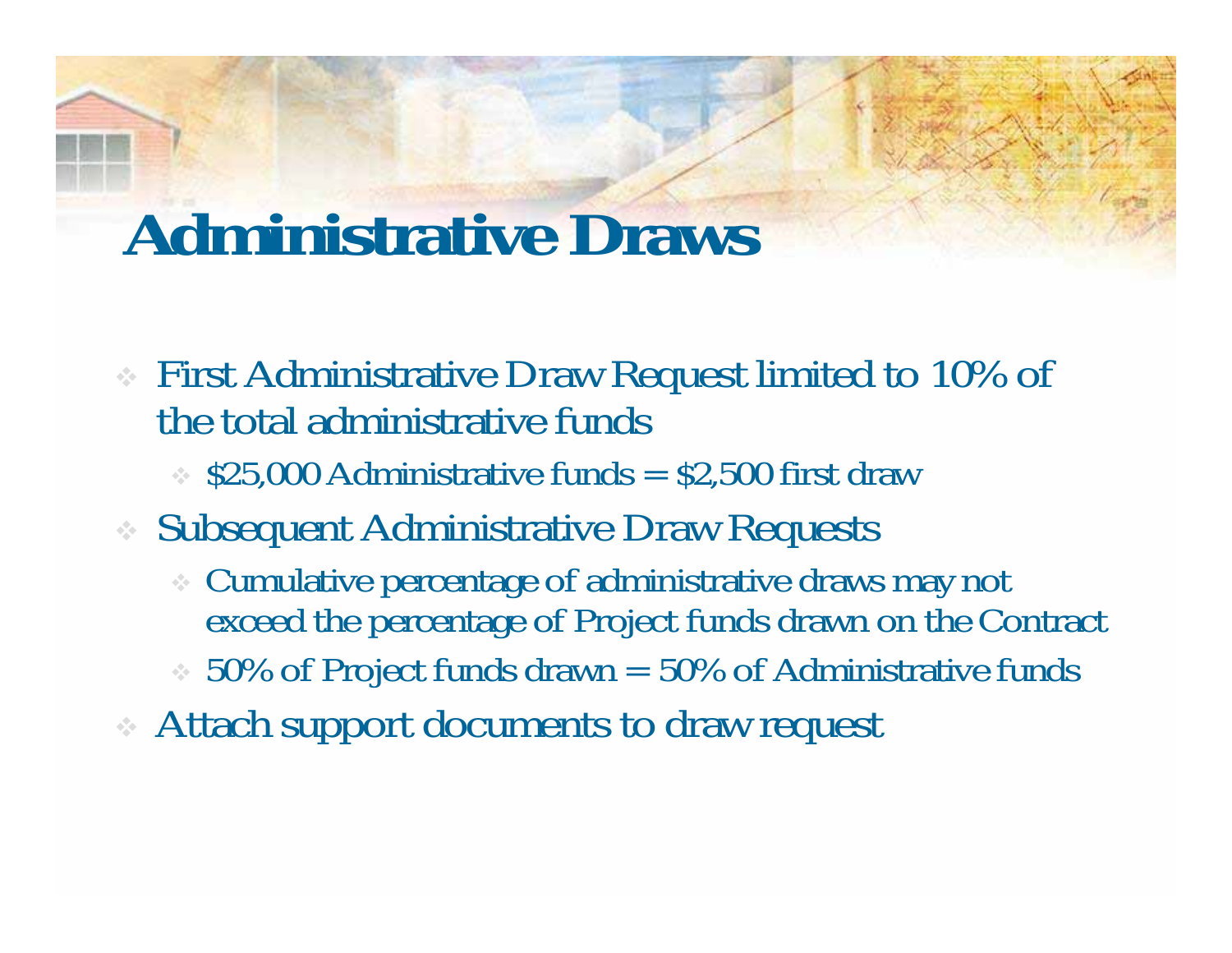# Administrative Draws

- First Administrative Draw Request limited to 10% of the total administrative funds
  - $25,000 Administrative funds = $2,500 first draw
- Subsequent Administrative Draw Requests
  - Cumulative percentage of administrative draws may not exceed the percentage of Project funds drawn on the Contract
  - 50% of Project funds drawn = 50% of Administrative funds
- Attach support documents to draw request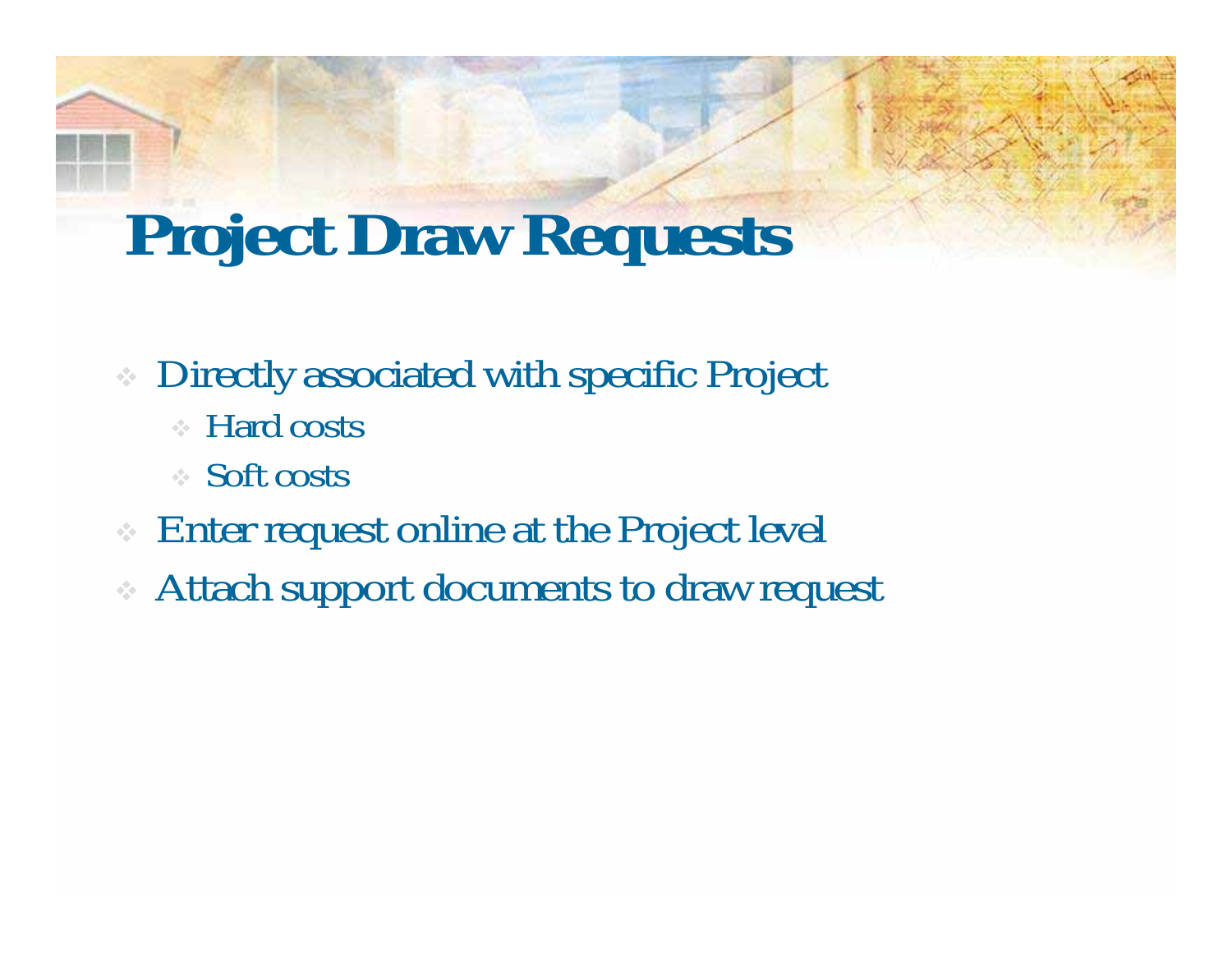# Project Draw Requests

- Directly associated with specific Project
  - Hard costs
  - Soft costs
- Enter request online at the Project level
- Attach support documents to draw request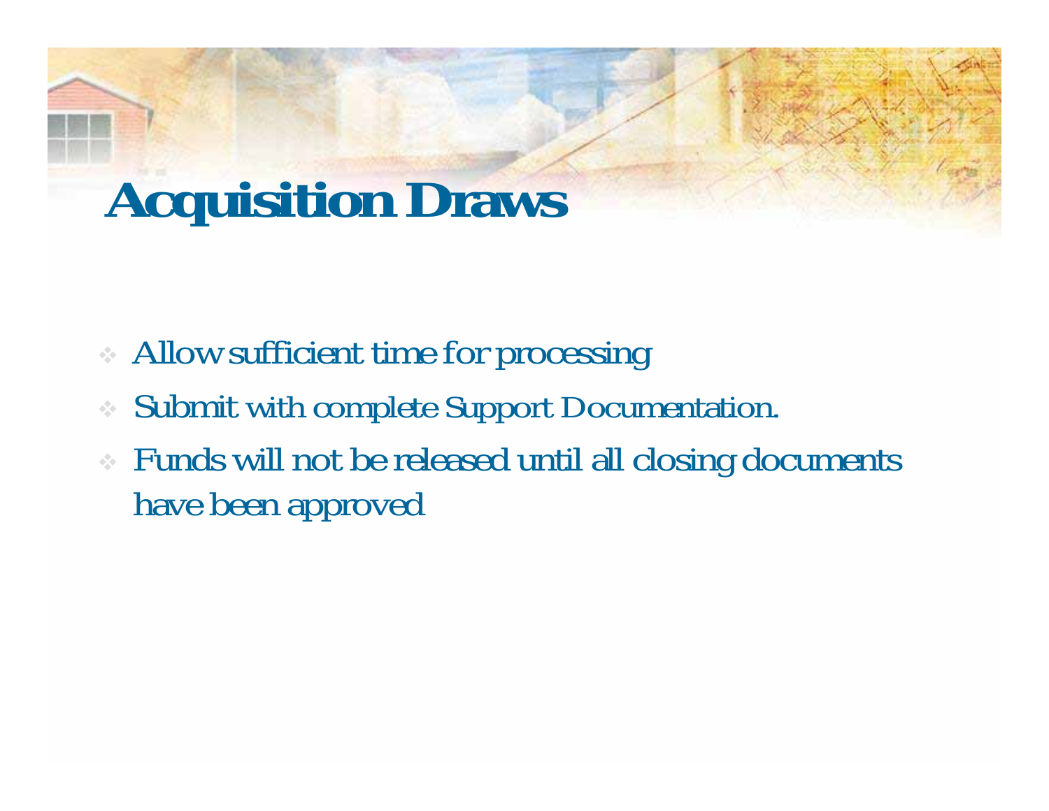# Acquisition Draws

- Allow sufficient time for processing
- Submit with complete Support Documentation.
- Funds will not be released until all closing documents have been approved